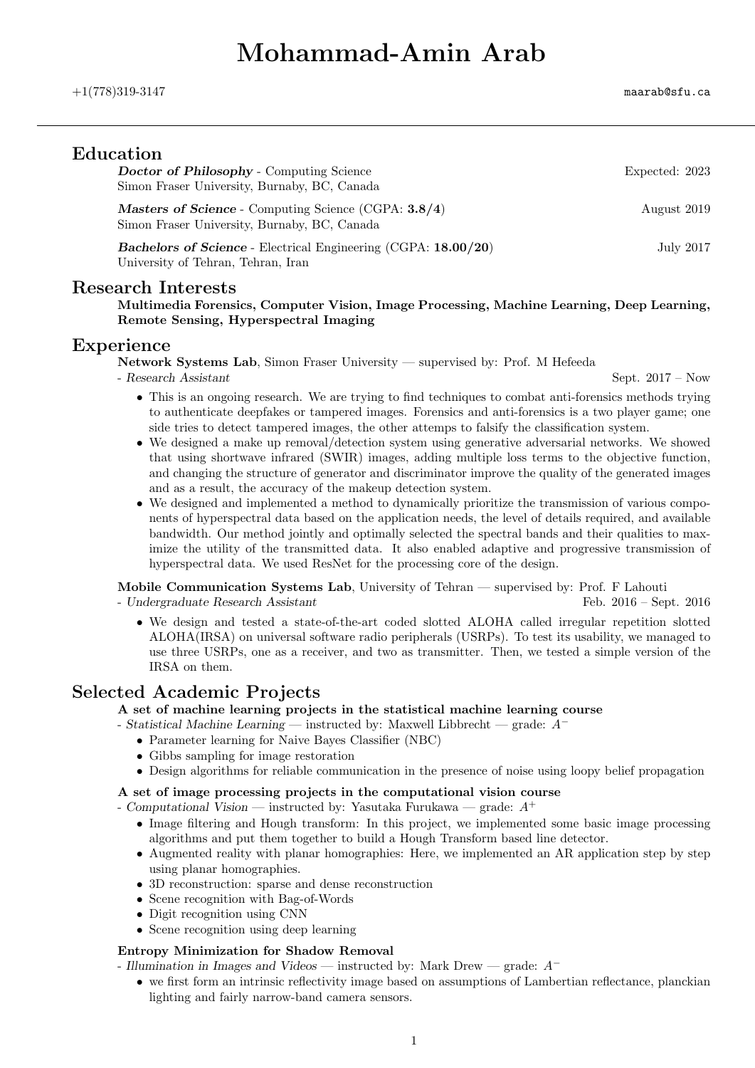# Mohammad-Amin Arab

+1(778)319-3147 maarab@sfu.ca

## Education

***Doctor of Philosophy*** - Computing Science — Expected: 2023
Simon Fraser University, Burnaby, BC, Canada

***Masters of Science*** - Computing Science (CGPA: **3.8/4**) — August 2019
Simon Fraser University, Burnaby, BC, Canada

***Bachelors of Science*** - Electrical Engineering (CGPA: **18.00/20**) — July 2017
University of Tehran, Tehran, Iran

## Research Interests

**Multimedia Forensics, Computer Vision, Image Processing, Machine Learning, Deep Learning, Remote Sensing, Hyperspectral Imaging**

## Experience

**Network Systems Lab**, Simon Fraser University — supervised by: Prof. M Hefeeda
- *Research Assistant* — Sept. 2017 – Now

- This is an ongoing research. We are trying to find techniques to combat anti-forensics methods trying to authenticate deepfakes or tampered images. Forensics and anti-forensics is a two player game; one side tries to detect tampered images, the other attemps to falsify the classification system.
- We designed a make up removal/detection system using generative adversarial networks. We showed that using shortwave infrared (SWIR) images, adding multiple loss terms to the objective function, and changing the structure of generator and discriminator improve the quality of the generated images and as a result, the accuracy of the makeup detection system.
- We designed and implemented a method to dynamically prioritize the transmission of various components of hyperspectral data based on the application needs, the level of details required, and available bandwidth. Our method jointly and optimally selected the spectral bands and their qualities to maximize the utility of the transmitted data. It also enabled adaptive and progressive transmission of hyperspectral data. We used ResNet for the processing core of the design.

**Mobile Communication Systems Lab**, University of Tehran — supervised by: Prof. F Lahouti
- *Undergraduate Research Assistant* — Feb. 2016 – Sept. 2016

- We design and tested a state-of-the-art coded slotted ALOHA called irregular repetition slotted ALOHA(IRSA) on universal software radio peripherals (USRPs). To test its usability, we managed to use three USRPs, one as a receiver, and two as transmitter. Then, we tested a simple version of the IRSA on them.

## Selected Academic Projects

**A set of machine learning projects in the statistical machine learning course**
- *Statistical Machine Learning* — instructed by: Maxwell Libbrecht — grade: $A^-$

- Parameter learning for Naive Bayes Classifier (NBC)
- Gibbs sampling for image restoration
- Design algorithms for reliable communication in the presence of noise using loopy belief propagation

**A set of image processing projects in the computational vision course**
- *Computational Vision* — instructed by: Yasutaka Furukawa — grade: $A^+$

- Image filtering and Hough transform: In this project, we implemented some basic image processing algorithms and put them together to build a Hough Transform based line detector.
- Augmented reality with planar homographies: Here, we implemented an AR application step by step using planar homographies.
- 3D reconstruction: sparse and dense reconstruction
- Scene recognition with Bag-of-Words
- Digit recognition using CNN
- Scene recognition using deep learning

**Entropy Minimization for Shadow Removal**
- *Illumination in Images and Videos* — instructed by: Mark Drew — grade: $A^-$

- we first form an intrinsic reflectivity image based on assumptions of Lambertian reflectance, planckian lighting and fairly narrow-band camera sensors.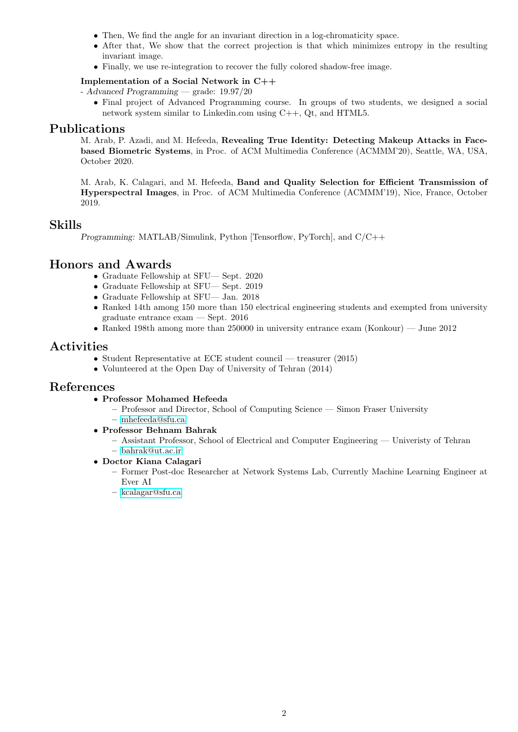- Then, We find the angle for an invariant direction in a log-chromaticity space.
- After that, We show that the correct projection is that which minimizes entropy in the resulting invariant image.
- Finally, we use re-integration to recover the fully colored shadow-free image.

**Implementation of a Social Network in C++**
- *Advanced Programming* — grade: 19.97/20

- Final project of Advanced Programming course. In groups of two students, we designed a social network system similar to Linkedin.com using C++, Qt, and HTML5.

## Publications

M. Arab, P. Azadi, and M. Hefeeda, **Revealing True Identity: Detecting Makeup Attacks in Face-based Biometric Systems**, in Proc. of ACM Multimedia Conference (ACMMM'20), Seattle, WA, USA, October 2020.

M. Arab, K. Calagari, and M. Hefeeda, **Band and Quality Selection for Efficient Transmission of Hyperspectral Images**, in Proc. of ACM Multimedia Conference (ACMMM'19), Nice, France, October 2019.

## Skills

*Programming:* MATLAB/Simulink, Python [Tensorflow, PyTorch], and C/C++

## Honors and Awards

- Graduate Fellowship at SFU— Sept. 2020
- Graduate Fellowship at SFU— Sept. 2019
- Graduate Fellowship at SFU— Jan. 2018
- Ranked 14th among 150 more than 150 electrical engineering students and exempted from university graduate entrance exam — Sept. 2016
- Ranked 198th among more than 250000 in university entrance exam (Konkour) — June 2012

## Activities

- Student Representative at ECE student council — treasurer (2015)
- Volunteered at the Open Day of University of Tehran (2014)

## References

- **Professor Mohamed Hefeeda**
  - Professor and Director, School of Computing Science — Simon Fraser University
  - mhefeeda@sfu.ca
- **Professor Behnam Bahrak**
  - Assistant Professor, School of Electrical and Computer Engineering — Univeristy of Tehran
  - bahrak@ut.ac.ir
- **Doctor Kiana Calagari**
  - Former Post-doc Researcher at Network Systems Lab, Currently Machine Learning Engineer at Ever AI
  - kcalagar@sfu.ca